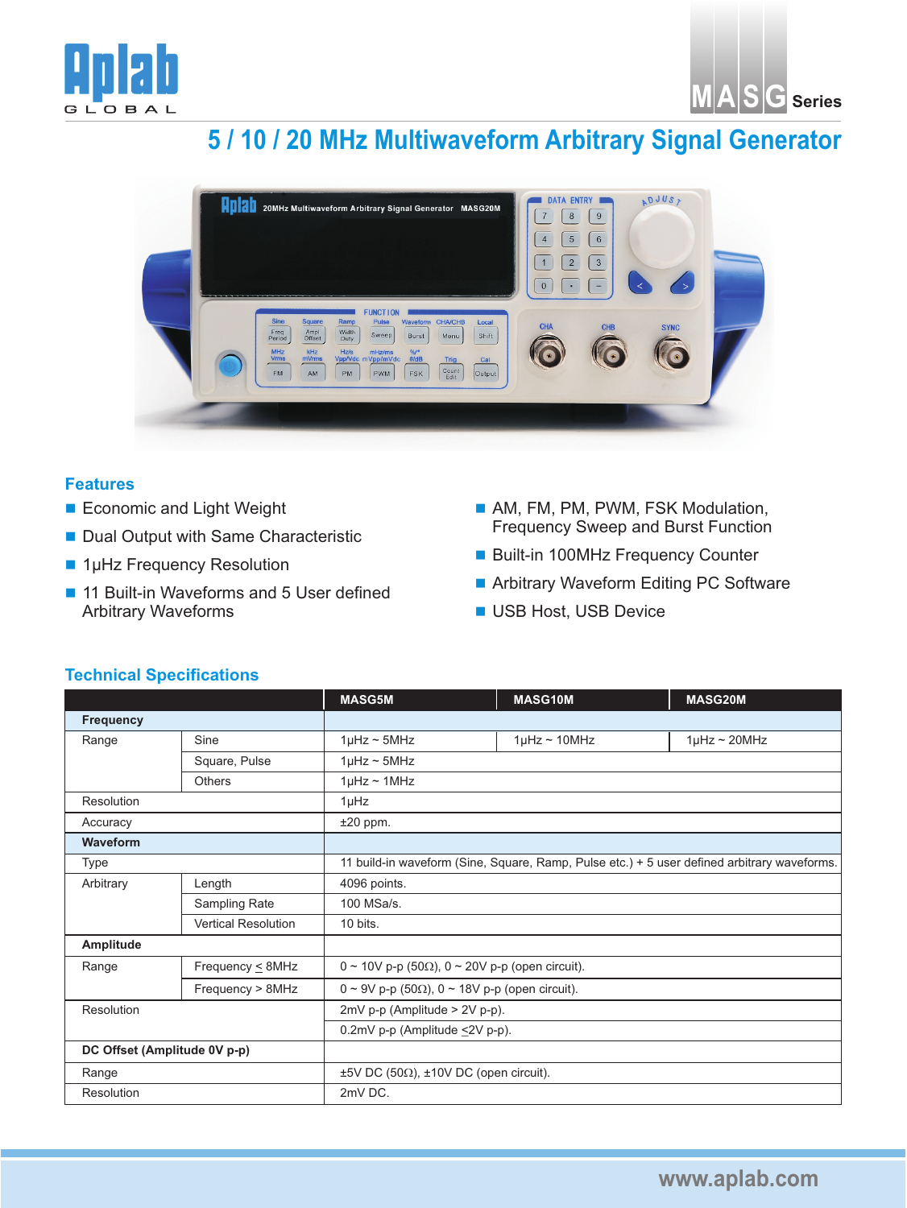Aplab GLOBAL

MASG Series

# 5 / 10 / 20 MHz Multiwaveform Arbitrary Signal Generator

## Features

- Economic and Light Weight
- Dual Output with Same Characteristic
- 1μHz Frequency Resolution
- 11 Built-in Waveforms and 5 User defined Arbitrary Waveforms
- AM, FM, PM, PWM, FSK Modulation, Frequency Sweep and Burst Function
- Built-in 100MHz Frequency Counter
- Arbitrary Waveform Editing PC Software
- USB Host, USB Device

## Technical Specifications

| | | MASG5M | MASG10M | MASG20M |
|---|---|---|---|---|
| **Frequency** | | | | |
| Range | Sine | 1μHz ~ 5MHz | 1μHz ~ 10MHz | 1μHz ~ 20MHz |
| | Square, Pulse | 1μHz ~ 5MHz | | |
| | Others | 1μHz ~ 1MHz | | |
| Resolution | | 1μHz | | |
| Accuracy | | ±20 ppm. | | |
| **Waveform** | | | | |
| Type | | 11 build-in waveform (Sine, Square, Ramp, Pulse etc.) + 5 user defined arbitrary waveforms. | | |
| Arbitrary | Length | 4096 points. | | |
| | Sampling Rate | 100 MSa/s. | | |
| | Vertical Resolution | 10 bits. | | |
| **Amplitude** | | | | |
| Range | Frequency ≤ 8MHz | 0 ~ 10V p-p (50Ω), 0 ~ 20V p-p (open circuit). | | |
| | Frequency > 8MHz | 0 ~ 9V p-p (50Ω), 0 ~ 18V p-p (open circuit). | | |
| Resolution | | 2mV p-p (Amplitude > 2V p-p). | | |
| | | 0.2mV p-p (Amplitude ≤2V p-p). | | |
| **DC Offset (Amplitude 0V p-p)** | | | | |
| Range | | ±5V DC (50Ω), ±10V DC (open circuit). | | |
| Resolution | | 2mV DC. | | |

www.aplab.com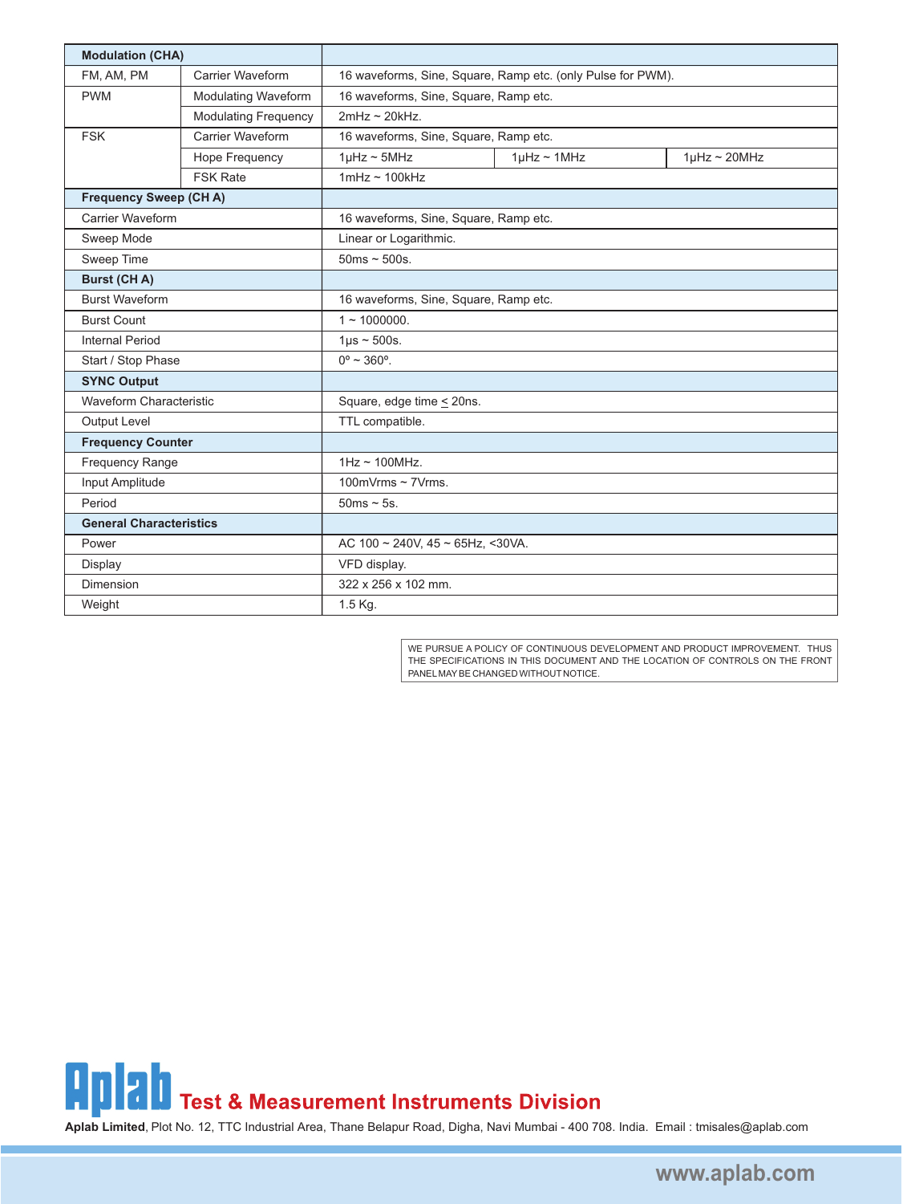| Modulation (CHA) | | | | |
|---|---|---|---|---|
| FM, AM, PM | Carrier Waveform | 16 waveforms, Sine, Square, Ramp etc. (only Pulse for PWM). | | |
| PWM | Modulating Waveform | 16 waveforms, Sine, Square, Ramp etc. | | |
| | Modulating Frequency | 2mHz ~ 20kHz. | | |
| FSK | Carrier Waveform | 16 waveforms, Sine, Square, Ramp etc. | | |
| | Hope Frequency | 1μHz ~ 5MHz | 1μHz ~ 1MHz | 1μHz ~ 20MHz |
| | FSK Rate | 1mHz ~ 100kHz | | |
| **Frequency Sweep (CH A)** | | | | |
| Carrier Waveform | | 16 waveforms, Sine, Square, Ramp etc. | | |
| Sweep Mode | | Linear or Logarithmic. | | |
| Sweep Time | | 50ms ~ 500s. | | |
| **Burst (CH A)** | | | | |
| Burst Waveform | | 16 waveforms, Sine, Square, Ramp etc. | | |
| Burst Count | | 1 ~ 1000000. | | |
| Internal Period | | 1μs ~ 500s. | | |
| Start / Stop Phase | | 0º ~ 360º. | | |
| **SYNC Output** | | | | |
| Waveform Characteristic | | Square, edge time ≤ 20ns. | | |
| Output Level | | TTL compatible. | | |
| **Frequency Counter** | | | | |
| Frequency Range | | 1Hz ~ 100MHz. | | |
| Input Amplitude | | 100mVrms ~ 7Vrms. | | |
| Period | | 50ms ~ 5s. | | |
| **General Characteristics** | | | | |
| Power | | AC 100 ~ 240V, 45 ~ 65Hz, <30VA. | | |
| Display | | VFD display. | | |
| Dimension | | 322 x 256 x 102 mm. | | |
| Weight | | 1.5 Kg. | | |

WE PURSUE A POLICY OF CONTINUOUS DEVELOPMENT AND PRODUCT IMPROVEMENT. THUS THE SPECIFICATIONS IN THIS DOCUMENT AND THE LOCATION OF CONTROLS ON THE FRONT PANEL MAY BE CHANGED WITHOUT NOTICE.

**Aplab** Test & Measurement Instruments Division

**Aplab Limited**, Plot No. 12, TTC Industrial Area, Thane Belapur Road, Digha, Navi Mumbai - 400 708. India. Email : tmisales@aplab.com

www.aplab.com